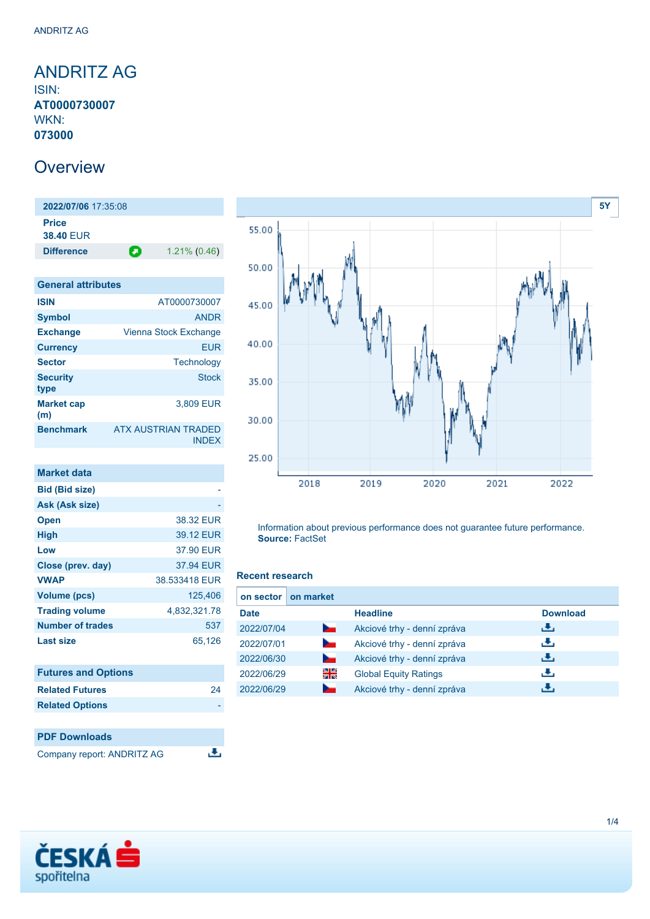# ANDRITZ AG

ISIN:
**AT0000730007**
WKN:
**073000**

## Overview

**2022/07/06** 17:35:08

| **Price** | |
|---|---|
| **38.40** EUR | |
| **Difference** | 1.21% (0.46) |

### General attributes

| | |
|---|---|
| **ISIN** | AT0000730007 |
| **Symbol** | ANDR |
| **Exchange** | Vienna Stock Exchange |
| **Currency** | EUR |
| **Sector** | Technology |
| **Security type** | Stock |
| **Market cap (m)** | 3,809 EUR |
| **Benchmark** | ATX AUSTRIAN TRADED INDEX |

### Market data

| | |
|---|---|
| **Bid (Bid size)** | - |
| **Ask (Ask size)** | - |
| **Open** | 38.32 EUR |
| **High** | 39.12 EUR |
| **Low** | 37.90 EUR |
| **Close (prev. day)** | 37.94 EUR |
| **VWAP** | 38.533418 EUR |
| **Volume (pcs)** | 125,406 |
| **Trading volume** | 4,832,321.78 |
| **Number of trades** | 537 |
| **Last size** | 65,126 |

### Futures and Options

| | |
|---|---|
| **Related Futures** | 24 |
| **Related Options** | - |

### PDF Downloads

Company report: ANDRITZ AG

Information about previous performance does not guarantee future performance.
**Source:** FactSet

### Recent research

**on sector** | **on market**

| Date | | Headline | Download |
|---|---|---|---|
| 2022/07/04 | | Akciové trhy - denní zpráva | |
| 2022/07/01 | | Akciové trhy - denní zpráva | |
| 2022/06/30 | | Akciové trhy - denní zpráva | |
| 2022/06/29 | | Global Equity Ratings | |
| 2022/06/29 | | Akciové trhy - denní zpráva | |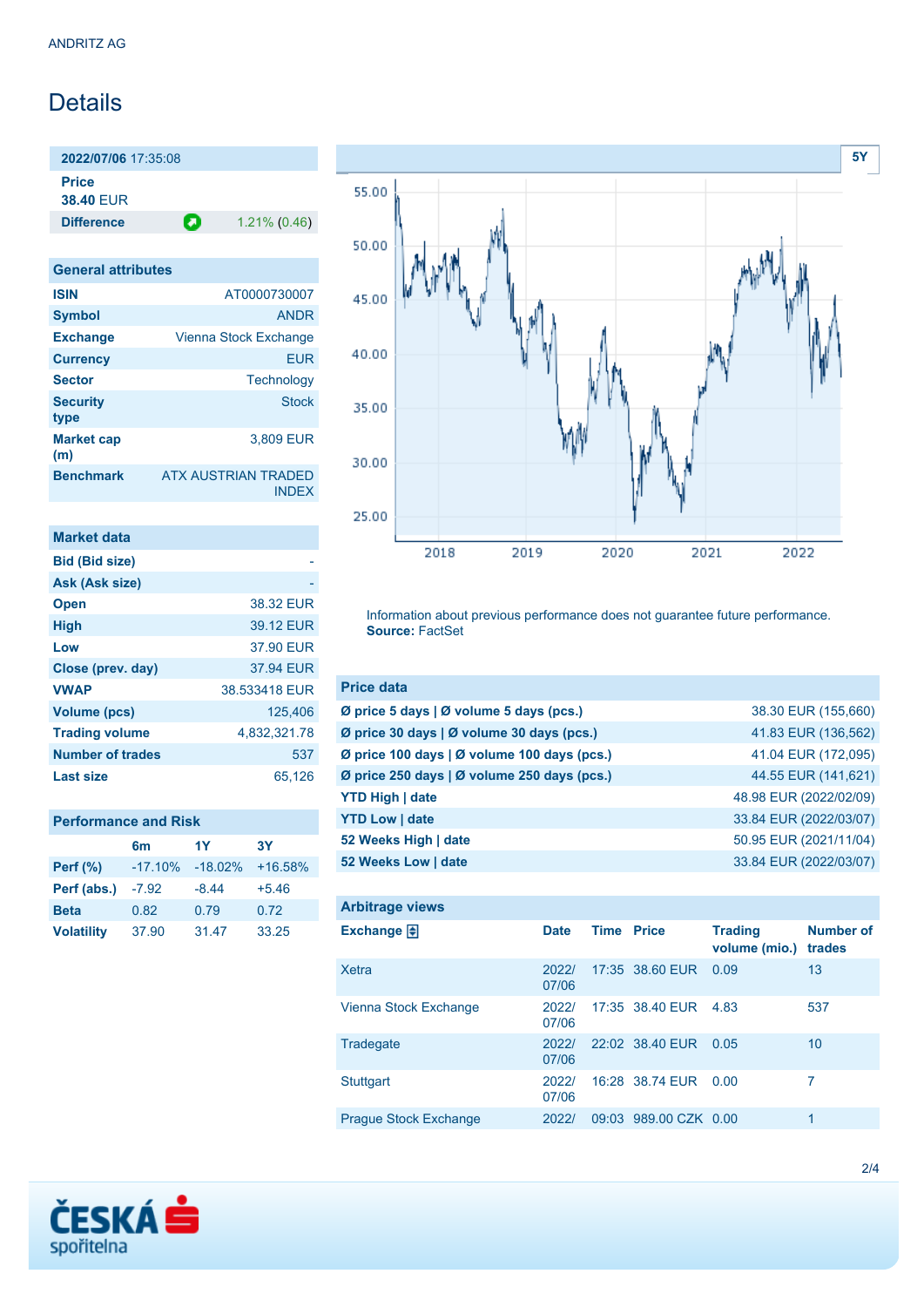ANDRITZ AG

# Details

| **2022/07/06** 17:35:08 | |
|---|---|
| **Price** | |
| **38.40** EUR | |
| **Difference** | 1.21% (0.46) |

## General attributes

| | |
|---|---|
| **ISIN** | AT0000730007 |
| **Symbol** | ANDR |
| **Exchange** | Vienna Stock Exchange |
| **Currency** | EUR |
| **Sector** | Technology |
| **Security type** | Stock |
| **Market cap (m)** | 3,809 EUR |
| **Benchmark** | ATX AUSTRIAN TRADED INDEX |

## Market data

| | |
|---|---|
| **Bid (Bid size)** | - |
| **Ask (Ask size)** | - |
| **Open** | 38.32 EUR |
| **High** | 39.12 EUR |
| **Low** | 37.90 EUR |
| **Close (prev. day)** | 37.94 EUR |
| **VWAP** | 38.533418 EUR |
| **Volume (pcs)** | 125,406 |
| **Trading volume** | 4,832,321.78 |
| **Number of trades** | 537 |
| **Last size** | 65,126 |

## Performance and Risk

| | 6m | 1Y | 3Y |
|---|---|---|---|
| **Perf (%)** | -17.10% | -18.02% | +16.58% |
| **Perf (abs.)** | -7.92 | -8.44 | +5.46 |
| **Beta** | 0.82 | 0.79 | 0.72 |
| **Volatility** | 37.90 | 31.47 | 33.25 |

Information about previous performance does not guarantee future performance.
**Source:** FactSet

## Price data

| | |
|---|---|
| **Ø price 5 days \| Ø volume 5 days (pcs.)** | 38.30 EUR (155,660) |
| **Ø price 30 days \| Ø volume 30 days (pcs.)** | 41.83 EUR (136,562) |
| **Ø price 100 days \| Ø volume 100 days (pcs.)** | 41.04 EUR (172,095) |
| **Ø price 250 days \| Ø volume 250 days (pcs.)** | 44.55 EUR (141,621) |
| **YTD High \| date** | 48.98 EUR (2022/02/09) |
| **YTD Low \| date** | 33.84 EUR (2022/03/07) |
| **52 Weeks High \| date** | 50.95 EUR (2021/11/04) |
| **52 Weeks Low \| date** | 33.84 EUR (2022/03/07) |

## Arbitrage views

| Exchange | Date | Time | Price | Trading volume (mio.) | Number of trades |
|---|---|---|---|---|---|
| Xetra | 2022/07/06 | 17:35 | 38.60 EUR | 0.09 | 13 |
| Vienna Stock Exchange | 2022/07/06 | 17:35 | 38.40 EUR | 4.83 | 537 |
| Tradegate | 2022/07/06 | 22:02 | 38.40 EUR | 0.05 | 10 |
| Stuttgart | 2022/07/06 | 16:28 | 38.74 EUR | 0.00 | 7 |
| Prague Stock Exchange | 2022/ | 09:03 | 989.00 CZK | 0.00 | 1 |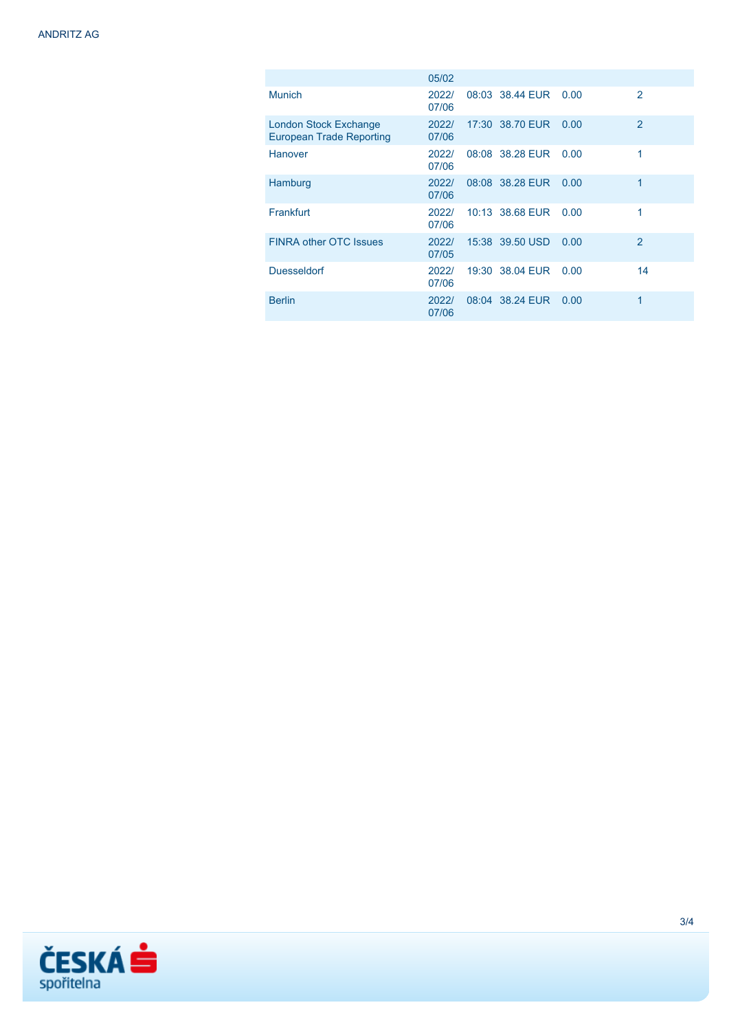| | | | | | |
|---|---|---|---|---|---|
| | 05/02 | | | | |
| Munich | 2022/ 07/06 | 08:03 | 38.44 EUR | 0.00 | 2 |
| London Stock Exchange European Trade Reporting | 2022/ 07/06 | 17:30 | 38.70 EUR | 0.00 | 2 |
| Hanover | 2022/ 07/06 | 08:08 | 38.28 EUR | 0.00 | 1 |
| Hamburg | 2022/ 07/06 | 08:08 | 38.28 EUR | 0.00 | 1 |
| Frankfurt | 2022/ 07/06 | 10:13 | 38.68 EUR | 0.00 | 1 |
| FINRA other OTC Issues | 2022/ 07/05 | 15:38 | 39.50 USD | 0.00 | 2 |
| Duesseldorf | 2022/ 07/06 | 19:30 | 38.04 EUR | 0.00 | 14 |
| Berlin | 2022/ 07/06 | 08:04 | 38.24 EUR | 0.00 | 1 |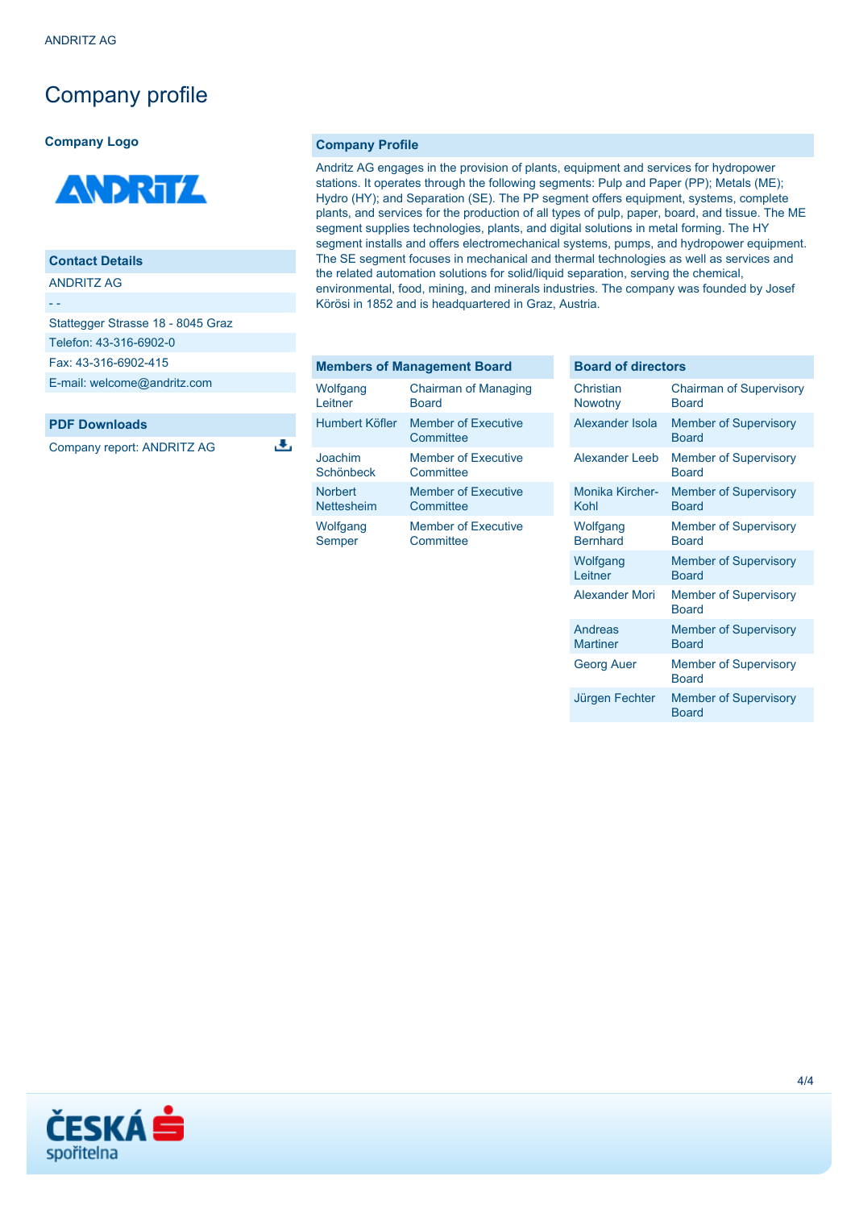# Company profile

### Company Logo

### Contact Details

ANDRITZ AG

- -

Stattegger Strasse 18 - 8045 Graz

Telefon: 43-316-6902-0

Fax: 43-316-6902-415

E-mail: welcome@andritz.com

### PDF Downloads

Company report: ANDRITZ AG

### Company Profile

Andritz AG engages in the provision of plants, equipment and services for hydropower stations. It operates through the following segments: Pulp and Paper (PP); Metals (ME); Hydro (HY); and Separation (SE). The PP segment offers equipment, systems, complete plants, and services for the production of all types of pulp, paper, board, and tissue. The ME segment supplies technologies, plants, and digital solutions in metal forming. The HY segment installs and offers electromechanical systems, pumps, and hydropower equipment. The SE segment focuses in mechanical and thermal technologies as well as services and the related automation solutions for solid/liquid separation, serving the chemical, environmental, food, mining, and minerals industries. The company was founded by Josef Körösi in 1852 and is headquartered in Graz, Austria.

### Members of Management Board

| | |
|---|---|
| Wolfgang Leitner | Chairman of Managing Board |
| Humbert Köfler | Member of Executive Committee |
| Joachim Schönbeck | Member of Executive Committee |
| Norbert Nettesheim | Member of Executive Committee |
| Wolfgang Semper | Member of Executive Committee |

### Board of directors

| | |
|---|---|
| Christian Nowotny | Chairman of Supervisory Board |
| Alexander Isola | Member of Supervisory Board |
| Alexander Leeb | Member of Supervisory Board |
| Monika Kircher-Kohl | Member of Supervisory Board |
| Wolfgang Bernhard | Member of Supervisory Board |
| Wolfgang Leitner | Member of Supervisory Board |
| Alexander Mori | Member of Supervisory Board |
| Andreas Martiner | Member of Supervisory Board |
| Georg Auer | Member of Supervisory Board |
| Jürgen Fechter | Member of Supervisory Board |